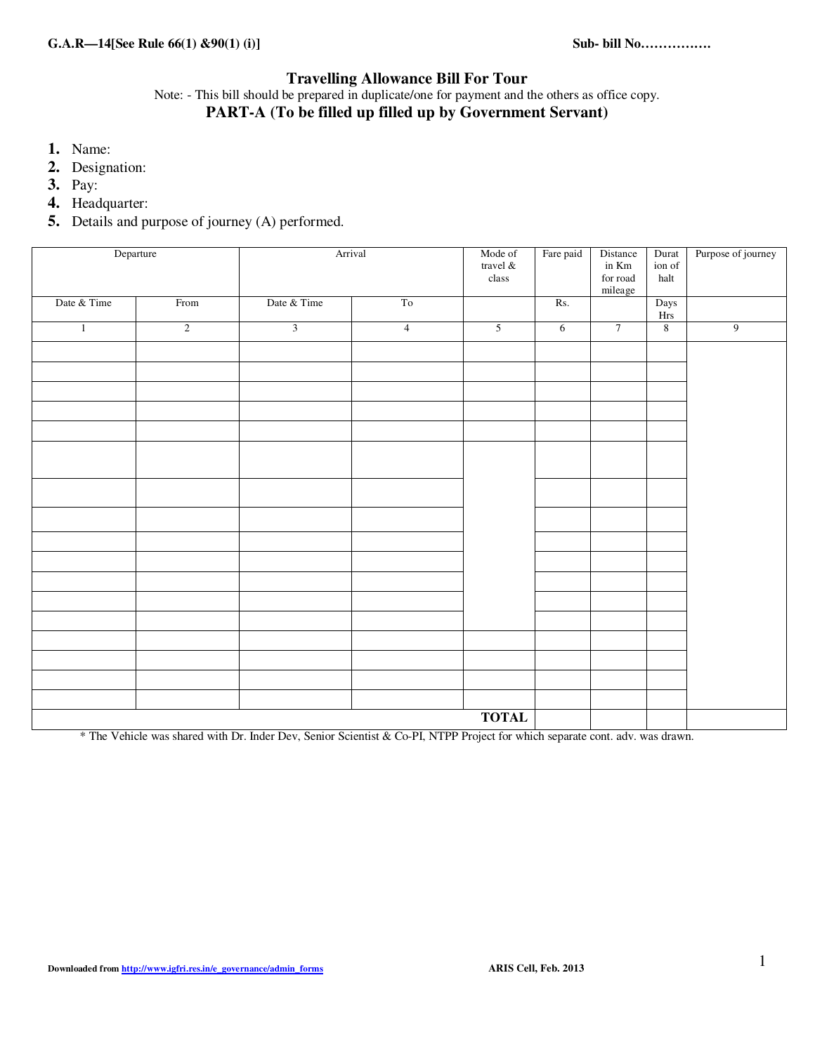**G.A.R—14[See Rule 66(1) &90(1) (i)]** **Sub- bill No…………….**

# Travelling Allowance Bill For Tour

Note: - This bill should be prepared in duplicate/one for payment and the others as office copy.

## PART-A (To be filled up filled up by Government Servant)

1. Name:
2. Designation:
3. Pay:
4. Headquarter:
5. Details and purpose of journey (A) performed.

| Departure | | Arrival | | Mode of travel & class | Fare paid | Distance in Km for road mileage | Duration of halt | Purpose of journey |
|---|---|---|---|---|---|---|---|---|
| Date & Time | From | Date & Time | To | | Rs. | | Days Hrs | |
| 1 | 2 | 3 | 4 | 5 | 6 | 7 | 8 | 9 |
| | | | | | | | | |
| | | | | | | | | |
| | | | | | | | | |
| | | | | | | | | |
| | | | | | | | | |
| | | | | | | | | |
| | | | | | | | | |
| | | | | | | | | |
| | | | | | | | | |
| | | | | | | | | |
| | | | | | | | | |
| | | | | | | | | |
| | | | | | | | | |
| | | | | | | | | |
| | | | | | | | | |
| | | | | | | | | |
| | | | | | | | | |
| | | | | **TOTAL** | | | | |

\* The Vehicle was shared with Dr. Inder Dev, Senior Scientist & Co-PI, NTPP Project for which separate cont. adv. was drawn.

**Downloaded from http://www.igfri.res.in/e_governance/admin_forms** **ARIS Cell, Feb. 2013**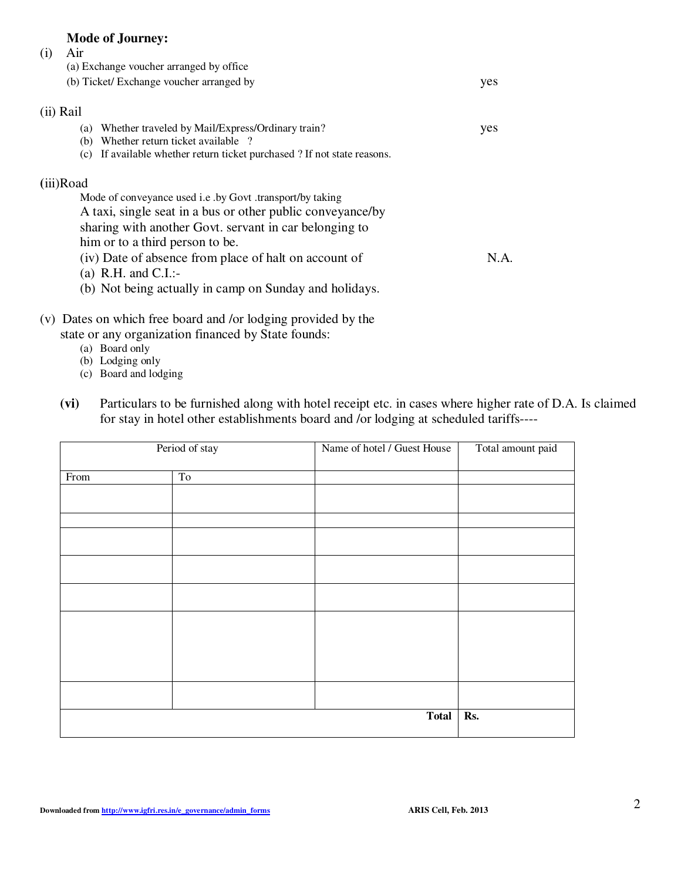**Mode of Journey:**

(i) Air

(a) Exchange voucher arranged by office

(b) Ticket/ Exchange voucher arranged by yes

(ii) Rail

(a) Whether traveled by Mail/Express/Ordinary train? yes

(b) Whether return ticket available ?

(c) If available whether return ticket purchased ? If not state reasons.

(iii)Road

Mode of conveyance used i.e .by Govt .transport/by taking A taxi, single seat in a bus or other public conveyance/by sharing with another Govt. servant in car belonging to him or to a third person to be.

(iv) Date of absence from place of halt on account of N.A.

(a) R.H. and C.I.:-

(b) Not being actually in camp on Sunday and holidays.

(v) Dates on which free board and /or lodging provided by the state or any organization financed by State founds:

(a) Board only

(b) Lodging only

(c) Board and lodging

**(vi)** Particulars to be furnished along with hotel receipt etc. in cases where higher rate of D.A. Is claimed for stay in hotel other establishments board and /or lodging at scheduled tariffs----

| Period of stay | | Name of hotel / Guest House | Total amount paid |
|---|---|---|---|
| From | To | | |
| | | | |
| | | | |
| | | | |
| | | | |
| | | | |
| | | | |
| | | | |
| | | **Total** | **Rs.** |

Downloaded from http://www.igfri.res.in/e_governance/admin_forms ARIS Cell, Feb. 2013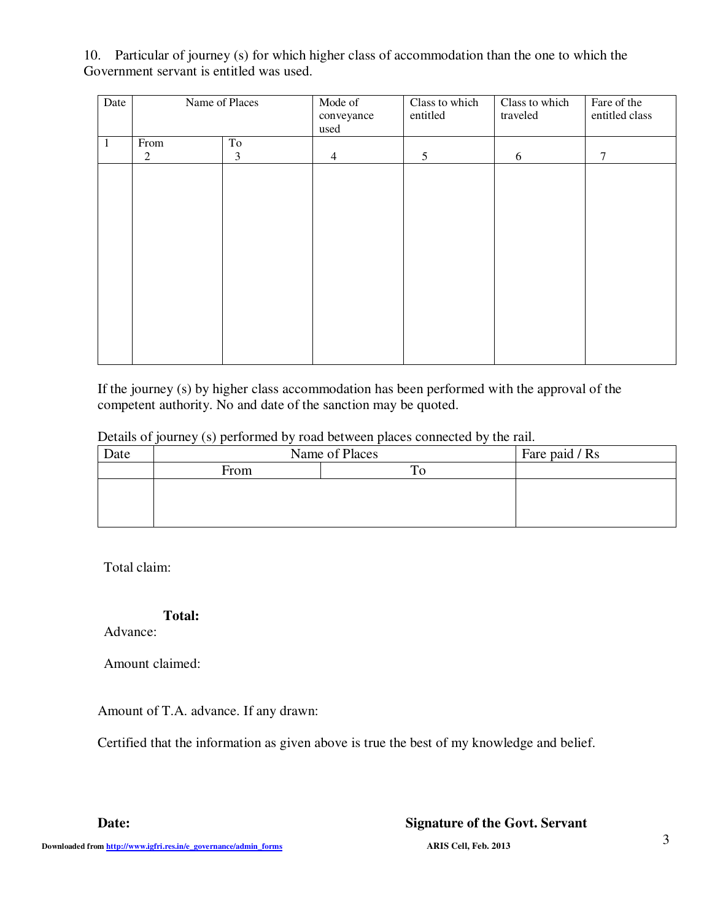10. Particular of journey (s) for which higher class of accommodation than the one to which the Government servant is entitled was used.

| Date | Name of Places | | Mode of conveyance used | Class to which entitled | Class to which traveled | Fare of the entitled class |
|---|---|---|---|---|---|---|
| 1 | From 2 | To 3 | 4 | 5 | 6 | 7 |
| | | | | | | |

If the journey (s) by higher class accommodation has been performed with the approval of the competent authority. No and date of the sanction may be quoted.

Details of journey (s) performed by road between places connected by the rail.

| Date | Name of Places | | Fare paid / Rs |
|---|---|---|---|
| | From | To | |
| | | | |

Total claim:

**Total:**

Advance:

Amount claimed:

Amount of T.A. advance. If any drawn:

Certified that the information as given above is true the best of my knowledge and belief.

**Date:** **Signature of the Govt. Servant**

**Downloaded from http://www.igfri.res.in/e_governance/admin_forms** **ARIS Cell, Feb. 2013**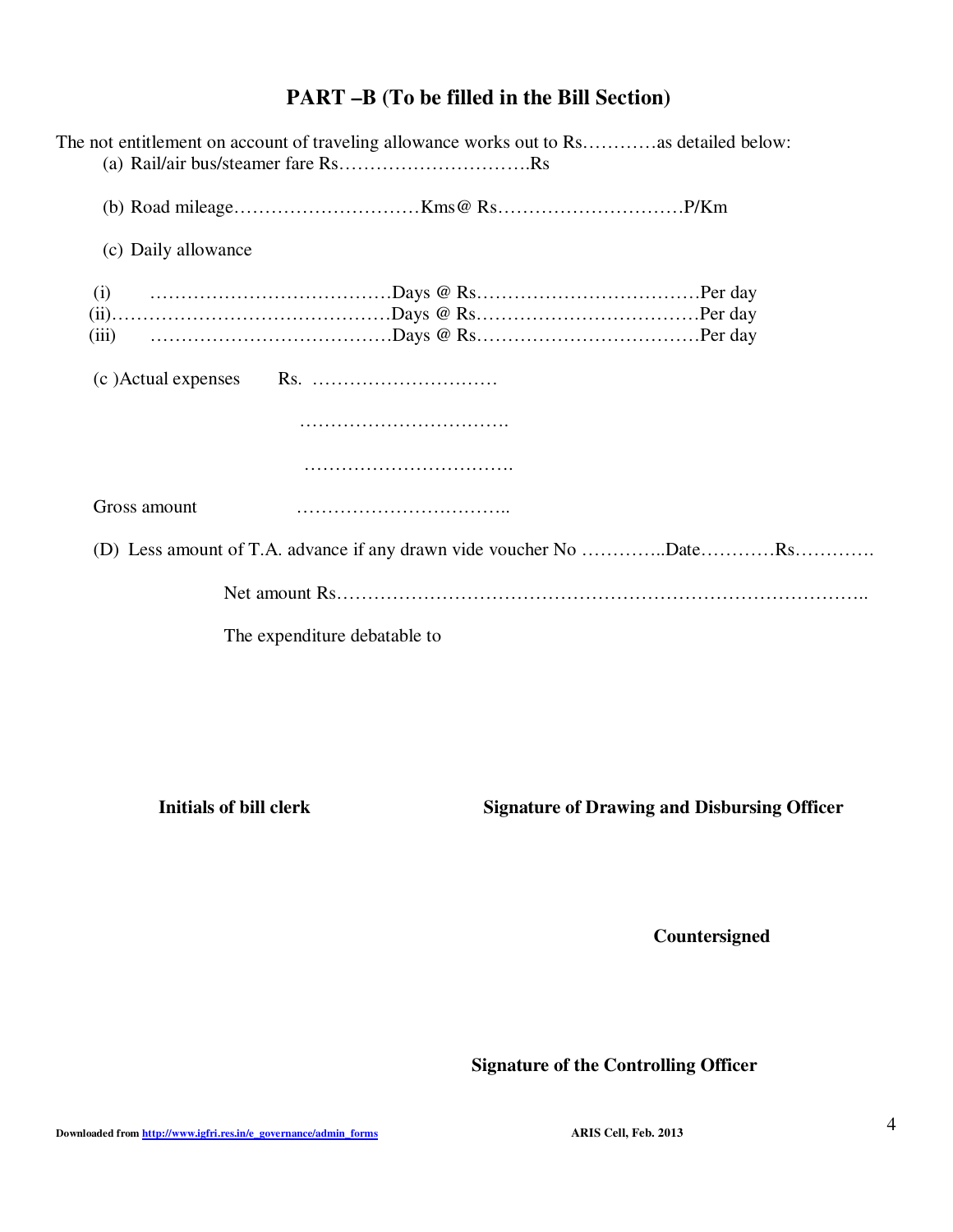## PART –B (To be filled in the Bill Section)

The not entitlement on account of traveling allowance works out to Rs…………as detailed below:

(a) Rail/air bus/steamer fare Rs………………………….Rs

(b) Road mileage…………………………Kms@ Rs…………………………P/Km

(c) Daily allowance

(i) …………………………………Days @ Rs………………………………Per day
(ii)………………………………………Days @ Rs………………………………Per day
(iii) …………………………………Days @ Rs………………………………Per day

(c )Actual expenses Rs. …………………………

…………………………….

…………………………….

Gross amount ……………………………..

(D) Less amount of T.A. advance if any drawn vide voucher No …………..Date…………Rs………….

Net amount Rs………………………………………………………………………..

The expenditure debatable to

**Initials of bill clerk**

**Signature of Drawing and Disbursing Officer**

**Countersigned**

**Signature of the Controlling Officer**

Downloaded from http://www.igfri.res.in/e_governance/admin_forms

ARIS Cell, Feb. 2013